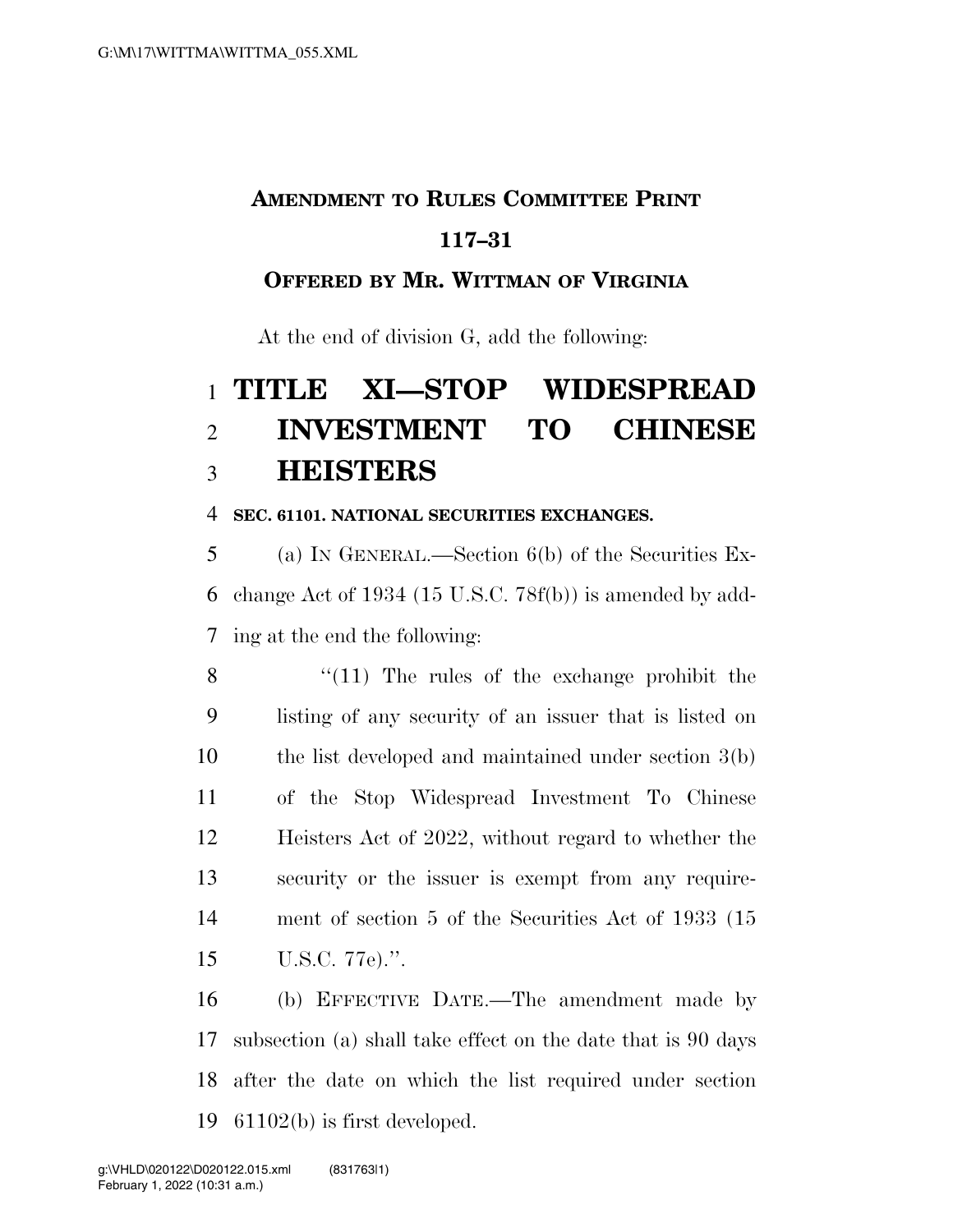**AMENDMENT TO RULES COMMITTEE PRINT 117–31**

**OFFERED BY MR. WITTMAN OF VIRGINIA**

At the end of division G, add the following:

# TITLE XI—STOP WIDESPREAD INVESTMENT TO CHINESE HEISTERS

**SEC. 61101. NATIONAL SECURITIES EXCHANGES.**

(a) IN GENERAL.—Section 6(b) of the Securities Exchange Act of 1934 (15 U.S.C. 78f(b)) is amended by adding at the end the following:

"(11) The rules of the exchange prohibit the listing of any security of an issuer that is listed on the list developed and maintained under section 3(b) of the Stop Widespread Investment To Chinese Heisters Act of 2022, without regard to whether the security or the issuer is exempt from any requirement of section 5 of the Securities Act of 1933 (15 U.S.C. 77e).".

(b) EFFECTIVE DATE.—The amendment made by subsection (a) shall take effect on the date that is 90 days after the date on which the list required under section 61102(b) is first developed.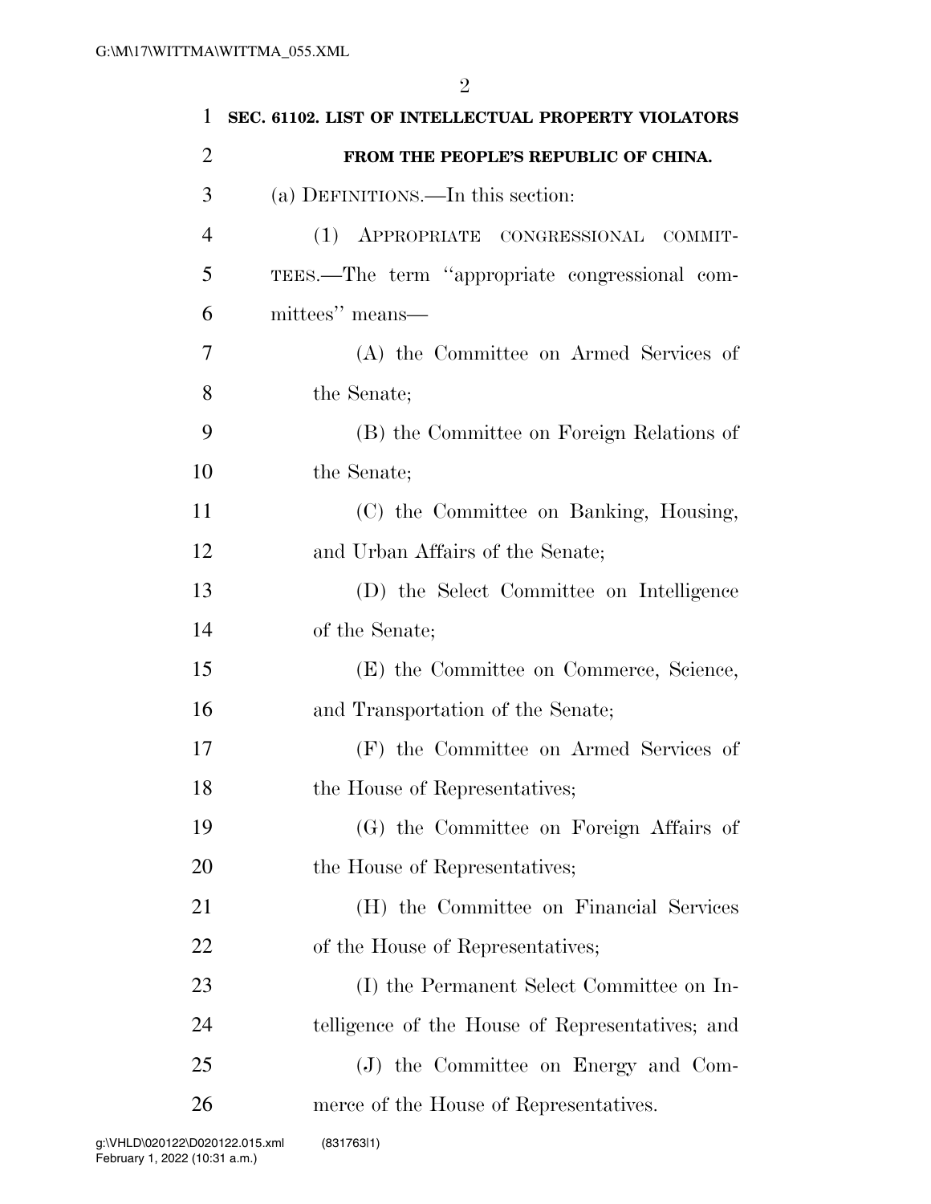## SEC. 61102. LIST OF INTELLECTUAL PROPERTY VIOLATORS FROM THE PEOPLE'S REPUBLIC OF CHINA.

(a) DEFINITIONS.—In this section:

(1) APPROPRIATE CONGRESSIONAL COMMITTEES.—The term "appropriate congressional committees" means—

(A) the Committee on Armed Services of the Senate;

(B) the Committee on Foreign Relations of the Senate;

(C) the Committee on Banking, Housing, and Urban Affairs of the Senate;

(D) the Select Committee on Intelligence of the Senate;

(E) the Committee on Commerce, Science, and Transportation of the Senate;

(F) the Committee on Armed Services of the House of Representatives;

(G) the Committee on Foreign Affairs of the House of Representatives;

(H) the Committee on Financial Services of the House of Representatives;

(I) the Permanent Select Committee on Intelligence of the House of Representatives; and

(J) the Committee on Energy and Commerce of the House of Representatives.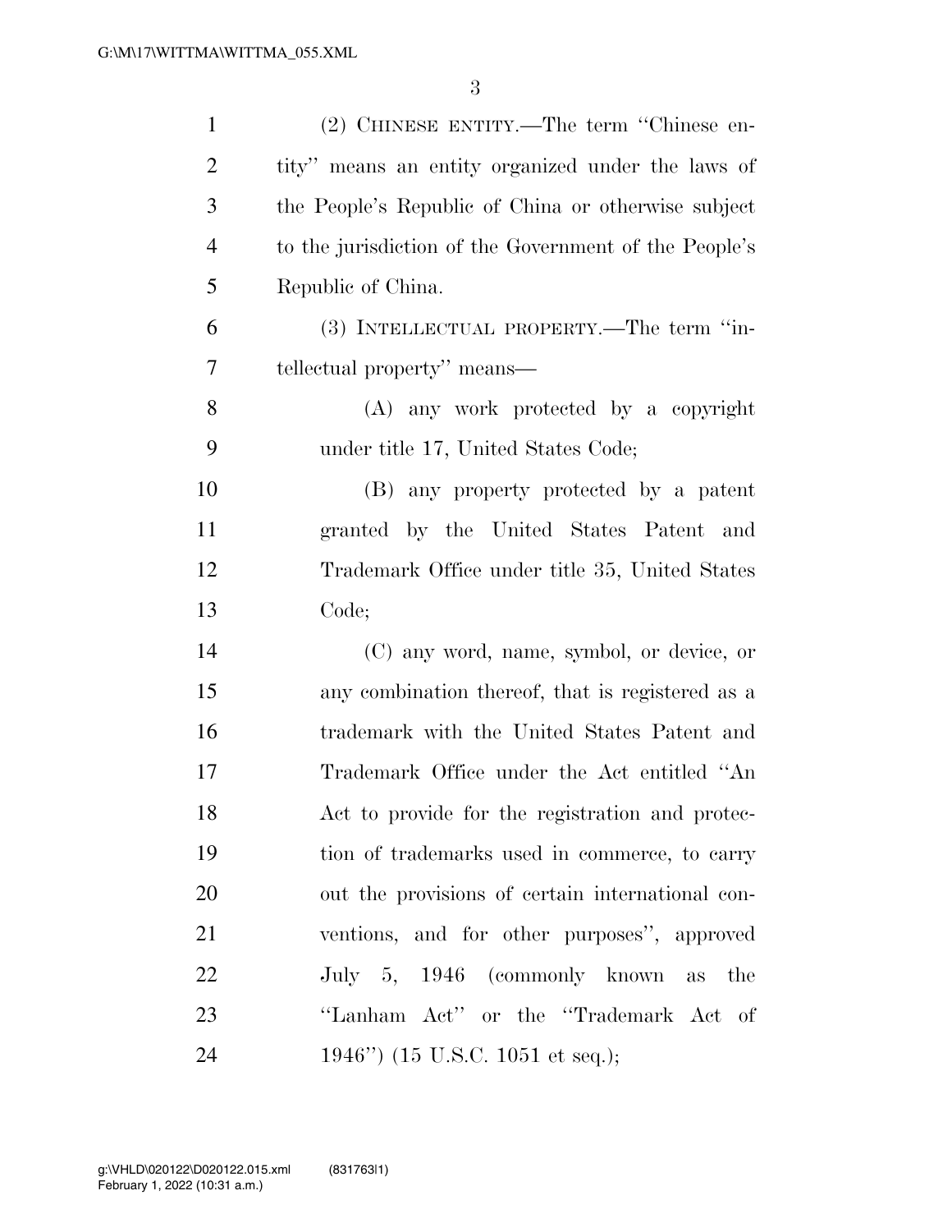(2) CHINESE ENTITY.—The term "Chinese entity" means an entity organized under the laws of the People's Republic of China or otherwise subject to the jurisdiction of the Government of the People's Republic of China.

(3) INTELLECTUAL PROPERTY.—The term "intellectual property" means—

(A) any work protected by a copyright under title 17, United States Code;

(B) any property protected by a patent granted by the United States Patent and Trademark Office under title 35, United States Code;

(C) any word, name, symbol, or device, or any combination thereof, that is registered as a trademark with the United States Patent and Trademark Office under the Act entitled "An Act to provide for the registration and protection of trademarks used in commerce, to carry out the provisions of certain international conventions, and for other purposes", approved July 5, 1946 (commonly known as the "Lanham Act" or the "Trademark Act of 1946") (15 U.S.C. 1051 et seq.);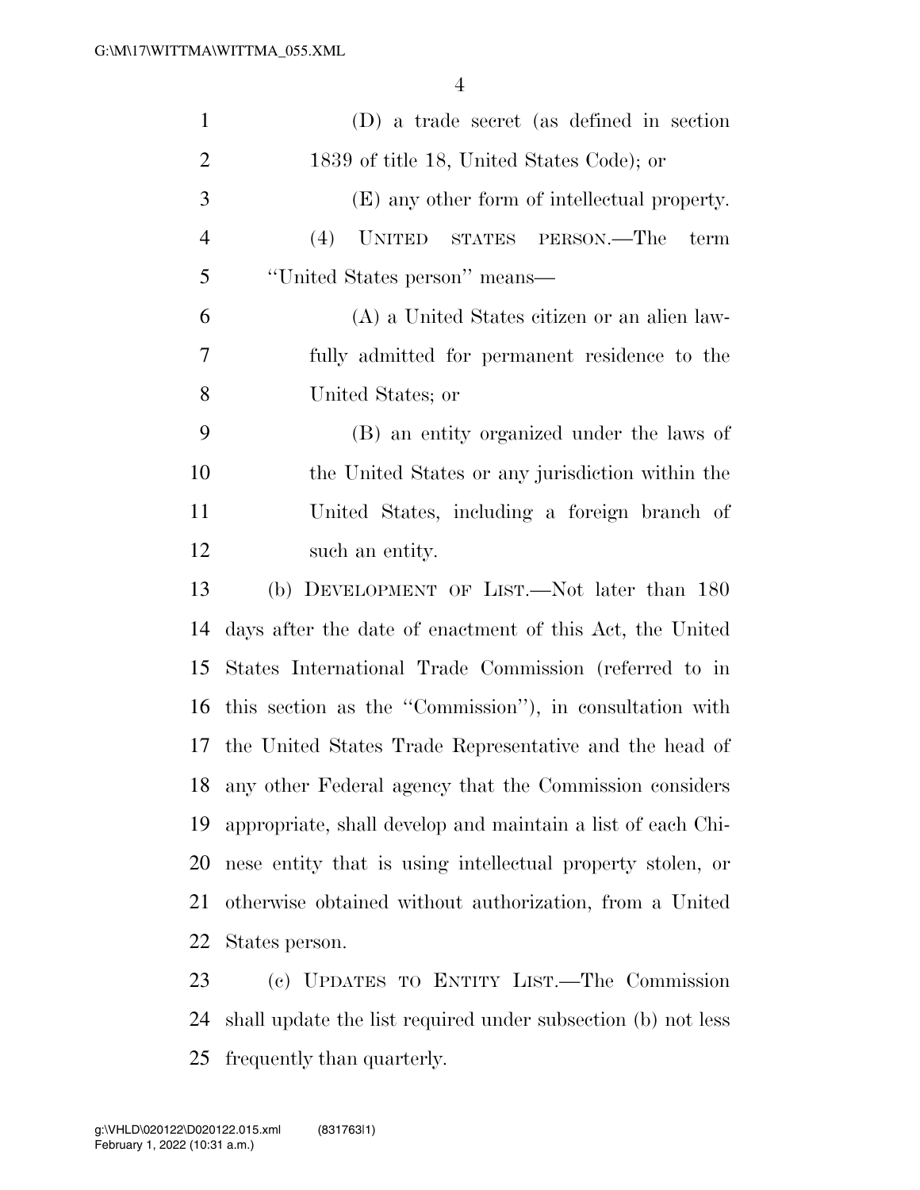(D) a trade secret (as defined in section 1839 of title 18, United States Code); or

(E) any other form of intellectual property.

(4) UNITED STATES PERSON.—The term "United States person" means—

(A) a United States citizen or an alien lawfully admitted for permanent residence to the United States; or

(B) an entity organized under the laws of the United States or any jurisdiction within the United States, including a foreign branch of such an entity.

(b) DEVELOPMENT OF LIST.—Not later than 180 days after the date of enactment of this Act, the United States International Trade Commission (referred to in this section as the "Commission"), in consultation with the United States Trade Representative and the head of any other Federal agency that the Commission considers appropriate, shall develop and maintain a list of each Chinese entity that is using intellectual property stolen, or otherwise obtained without authorization, from a United States person.

(c) UPDATES TO ENTITY LIST.—The Commission shall update the list required under subsection (b) not less frequently than quarterly.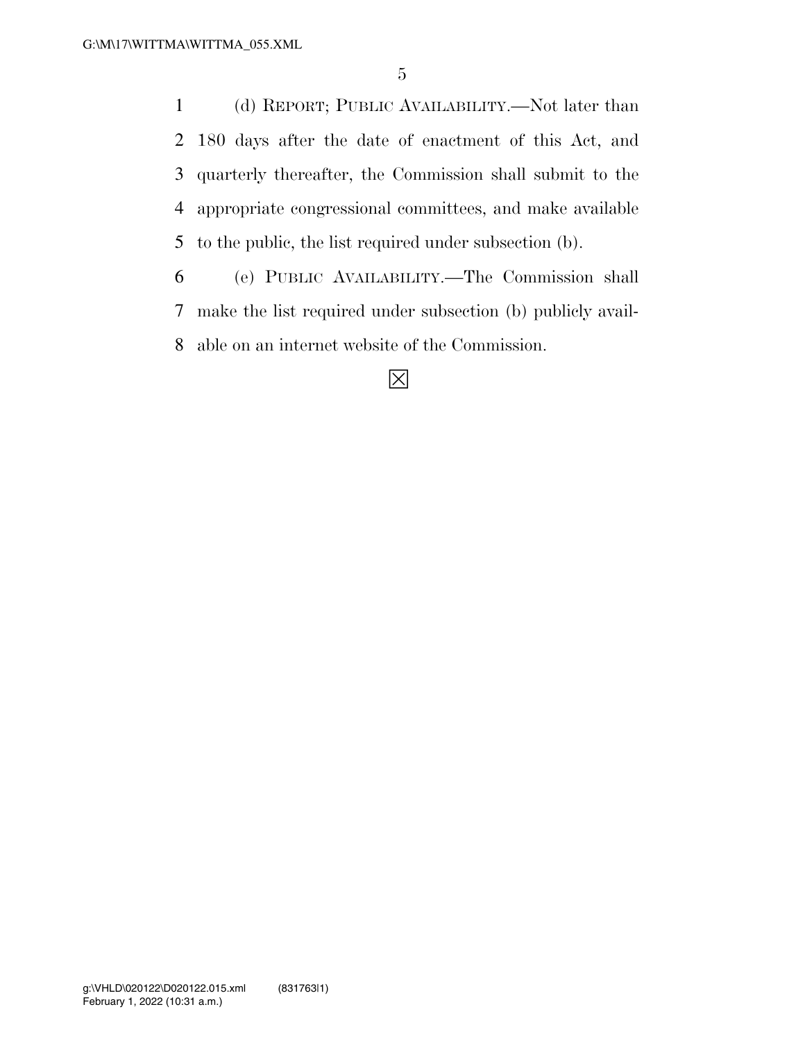(d) REPORT; PUBLIC AVAILABILITY.—Not later than 180 days after the date of enactment of this Act, and quarterly thereafter, the Commission shall submit to the appropriate congressional committees, and make available to the public, the list required under subsection (b).

(e) PUBLIC AVAILABILITY.—The Commission shall make the list required under subsection (b) publicly available on an internet website of the Commission.